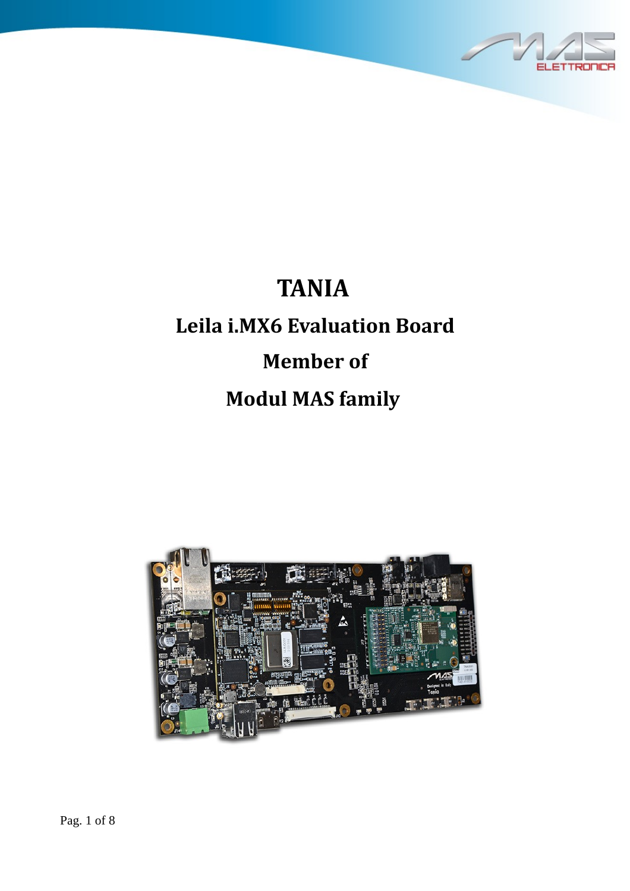# TANIA

## Leila i.MX6 Evaluation Board

## Member of

## Modul MAS family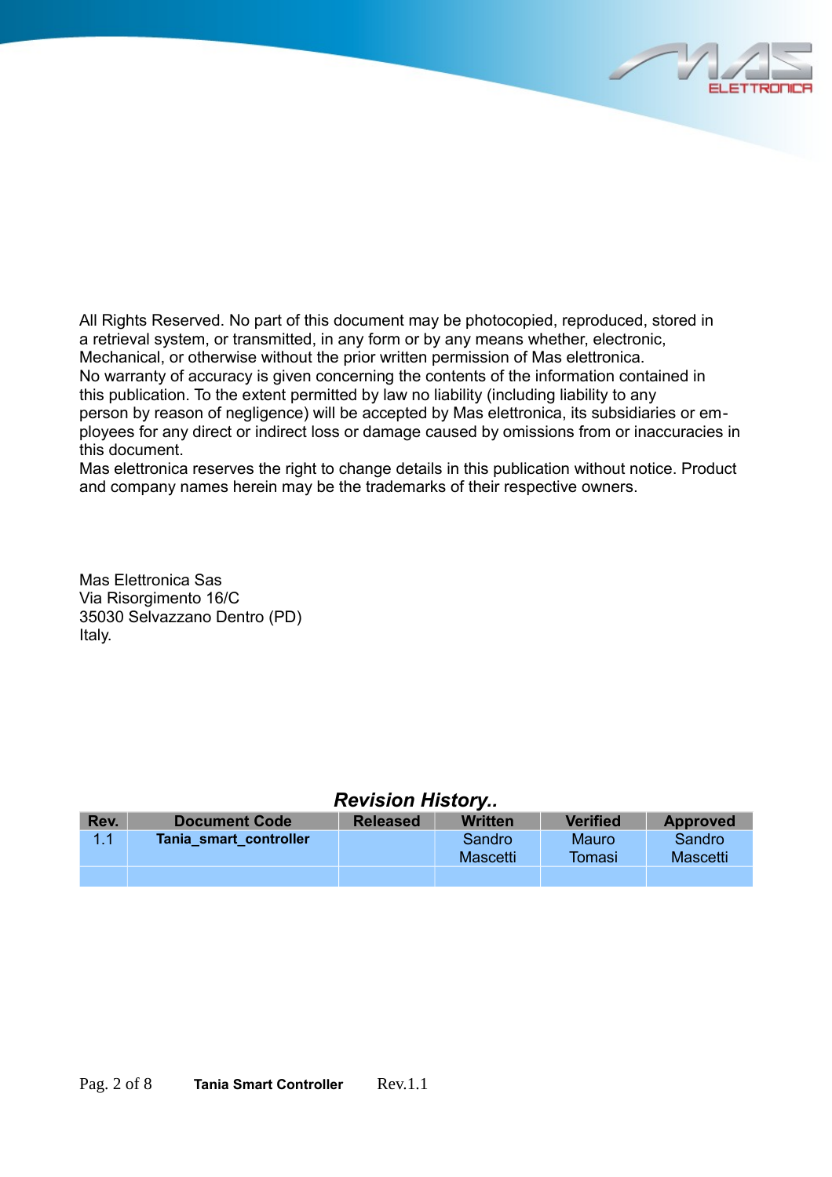All Rights Reserved. No part of this document may be photocopied, reproduced, stored in a retrieval system, or transmitted, in any form or by any means whether, electronic, Mechanical, or otherwise without the prior written permission of Mas elettronica.
No warranty of accuracy is given concerning the contents of the information contained in this publication. To the extent permitted by law no liability (including liability to any person by reason of negligence) will be accepted by Mas elettronica, its subsidiaries or employees for any direct or indirect loss or damage caused by omissions from or inaccuracies in this document.
Mas elettronica reserves the right to change details in this publication without notice. Product and company names herein may be the trademarks of their respective owners.

Mas Elettronica Sas
Via Risorgimento 16/C
35030 Selvazzano Dentro (PD)
Italy.

### *Revision History..*

| Rev. | Document Code | Released | Written | Verified | Approved |
|---|---|---|---|---|---|
| 1.1 | **Tania_smart_controller** | | Sandro Mascetti | Mauro Tomasi | Sandro Mascetti |
| | | | | | |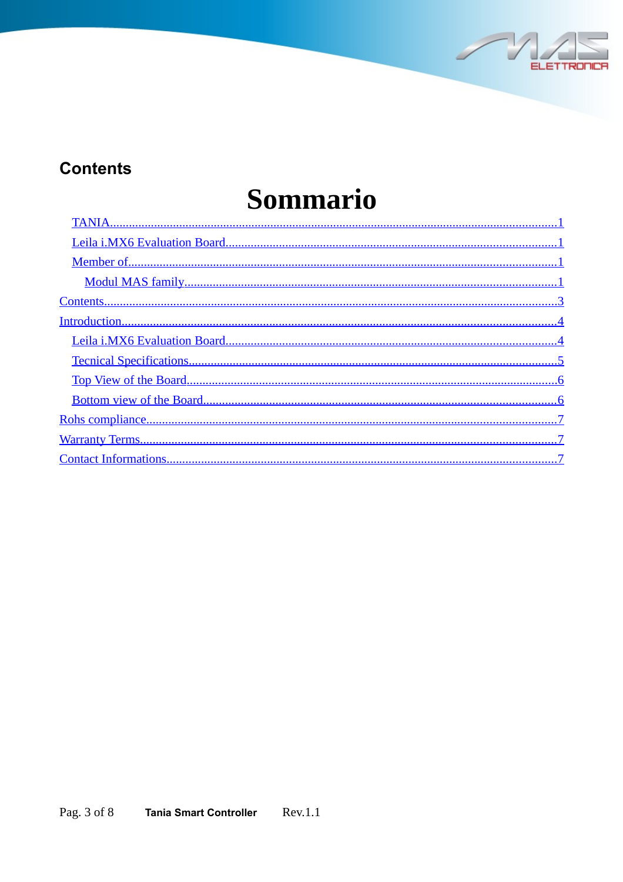# Contents

# Sommario

- TANIA....................................................1
- Leila i.MX6 Evaluation Board....................................................1
- Member of....................................................1
  - Modul MAS family....................................................1
- Contents....................................................3
- Introduction....................................................4
  - Leila i.MX6 Evaluation Board....................................................4
  - Tecnical Specifications....................................................5
  - Top View of the Board....................................................6
  - Bottom view of the Board....................................................6
- Rohs compliance....................................................7
- Warranty Terms....................................................7
- Contact Informations....................................................7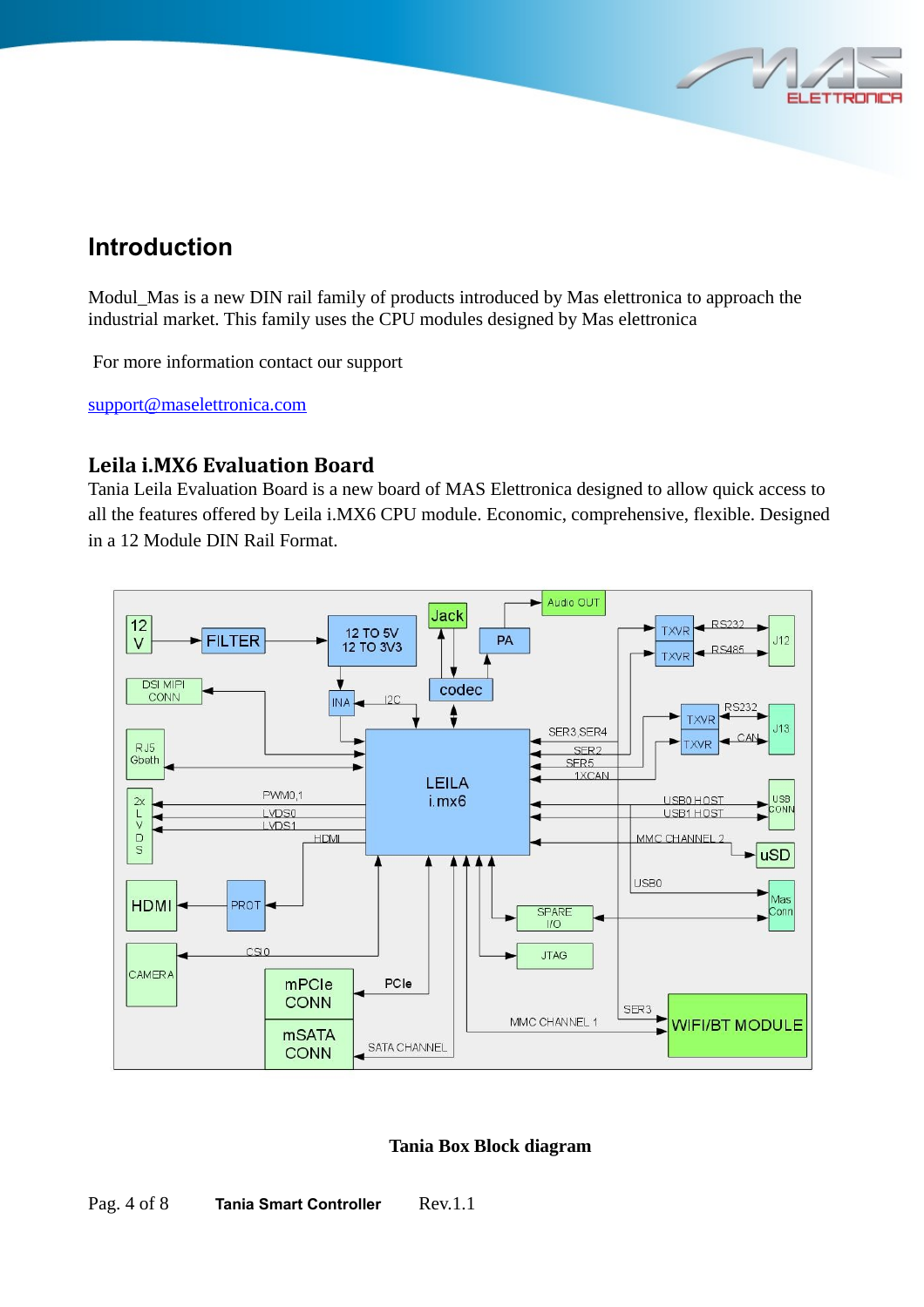## Introduction

Modul_Mas is a new DIN rail family of products introduced by Mas elettronica to approach the industrial market. This family uses the CPU modules designed by Mas elettronica

For more information contact our support

support@maselettronica.com

### Leila i.MX6 Evaluation Board

Tania Leila Evaluation Board is a new board of MAS Elettronica designed to allow quick access to all the features offered by Leila i.MX6 CPU module. Economic, comprehensive, flexible. Designed in a 12 Module DIN Rail Format.

12 V
FILTER
12 TO 5V
12 TO 3V3
Jack
PA
Audio OUT
TXVR
TXVR
RS232
RS485
J12
DSI MIPI CONN
INA
I2C
codec
RJ5 Gbeth
SER3,SER4
SER2
SER5
1XCAN
TXVR
TXVR
RS232
CAN
J13
LEILA i.mx6
2x LVDS
PWM0,1
LVDS0
LVDS1
HDMI
USB0 HOST
USB1 HOST
USB CONN
MMC CHANNEL 2
uSD
USB0
Mas Conn
HDMI
PROT
SPARE I/O
JTAG
CAMERA
CSI0
mPCIe CONN
PCIe
mSATA CONN
SATA CHANNEL
MMC CHANNEL 1
SER3
WIFI/BT MODULE

**Tania Box Block diagram**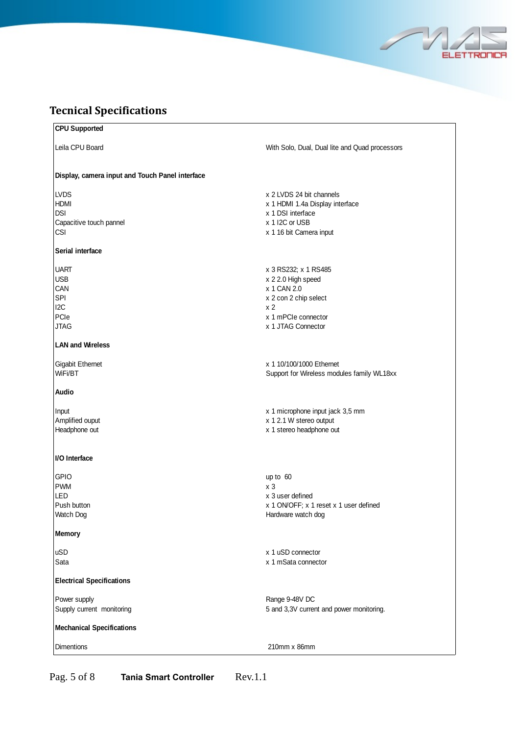## Tecnical Specifications

| | |
|---|---|
| **CPU Supported** | |
| Leila CPU Board | With Solo, Dual, Dual lite and Quad processors |
| **Display, camera input and Touch Panel interface** | |
| LVDS | x 2 LVDS 24 bit channels |
| HDMI | x 1 HDMI 1.4a Display interface |
| DSI | x 1 DSI interface |
| Capacitive touch pannel | x 1 I2C or USB |
| CSI | x 1 16 bit Camera input |
| **Serial interface** | |
| UART | x 3 RS232; x 1 RS485 |
| USB | x 2 2.0 High speed |
| CAN | x 1 CAN 2.0 |
| SPI | x 2 con 2 chip select |
| I2C | x 2 |
| PCIe | x 1 mPCIe connector |
| JTAG | x 1 JTAG Connector |
| **LAN and Wireless** | |
| Gigabit Ethernet | x 1 10/100/1000 Ethernet |
| WiFi/BT | Support for Wireless modules family WL18xx |
| **Audio** | |
| Input | x 1 microphone input jack 3,5 mm |
| Amplified ouput | x 1 2.1 W stereo output |
| Headphone out | x 1 stereo headphone out |
| **I/O Interface** | |
| GPIO | up to 60 |
| PWM | x 3 |
| LED | x 3 user defined |
| Push button | x 1 ON/OFF; x 1 reset x 1 user defined |
| Watch Dog | Hardware watch dog |
| **Memory** | |
| uSD | x 1 uSD connector |
| Sata | x 1 mSata connector |
| **Electrical Specifications** | |
| Power supply | Range 9-48V DC |
| Supply current monitoring | 5 and 3,3V current and power monitoring. |
| **Mechanical Specifications** | |
| Dimentions | 210mm x 86mm |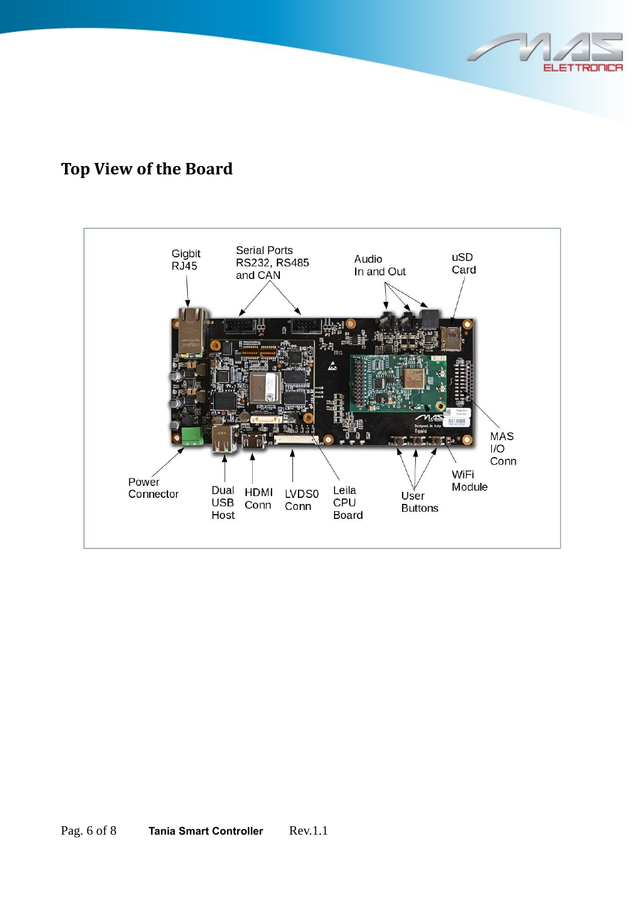## Top View of the Board

Gigbit RJ45

Serial Ports RS232, RS485 and CAN

Audio In and Out

uSD Card

MAS I/O Conn

WiFi Module

User Buttons

Leila CPU Board

LVDS0 Conn

HDMI Conn

Dual USB Host

Power Connector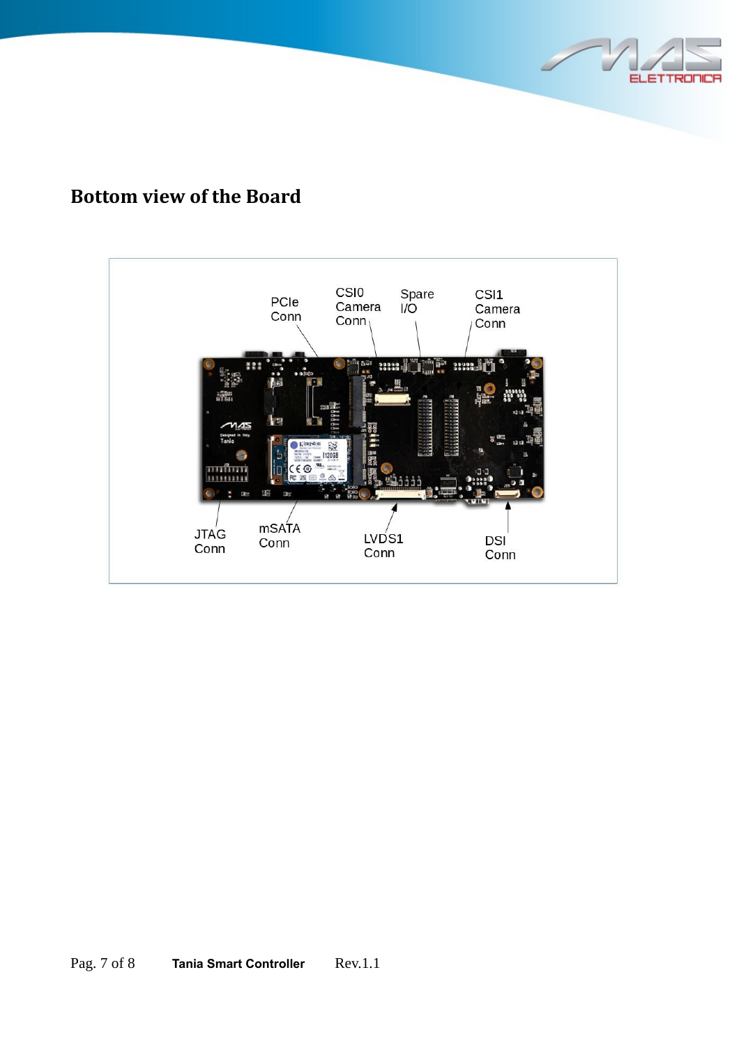## Bottom view of the Board

PCIe Conn

CSI0 Camera Conn

Spare I/O

CSI1 Camera Conn

JTAG Conn

mSATA Conn

LVDS1 Conn

DSI Conn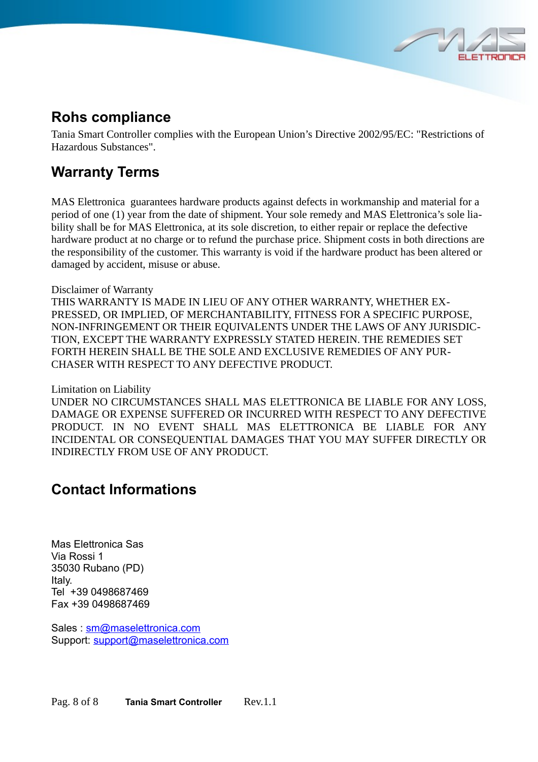## Rohs compliance

Tania Smart Controller complies with the European Union’s Directive 2002/95/EC: "Restrictions of Hazardous Substances".

## Warranty Terms

MAS Elettronica guarantees hardware products against defects in workmanship and material for a period of one (1) year from the date of shipment. Your sole remedy and MAS Elettronica’s sole liability shall be for MAS Elettronica, at its sole discretion, to either repair or replace the defective hardware product at no charge or to refund the purchase price. Shipment costs in both directions are the responsibility of the customer. This warranty is void if the hardware product has been altered or damaged by accident, misuse or abuse.

Disclaimer of Warranty
THIS WARRANTY IS MADE IN LIEU OF ANY OTHER WARRANTY, WHETHER EXPRESSED, OR IMPLIED, OF MERCHANTABILITY, FITNESS FOR A SPECIFIC PURPOSE, NON-INFRINGEMENT OR THEIR EQUIVALENTS UNDER THE LAWS OF ANY JURISDICTION, EXCEPT THE WARRANTY EXPRESSLY STATED HEREIN. THE REMEDIES SET FORTH HEREIN SHALL BE THE SOLE AND EXCLUSIVE REMEDIES OF ANY PURCHASER WITH RESPECT TO ANY DEFECTIVE PRODUCT.

Limitation on Liability
UNDER NO CIRCUMSTANCES SHALL MAS ELETTRONICA BE LIABLE FOR ANY LOSS, DAMAGE OR EXPENSE SUFFERED OR INCURRED WITH RESPECT TO ANY DEFECTIVE PRODUCT. IN NO EVENT SHALL MAS ELETTRONICA BE LIABLE FOR ANY INCIDENTAL OR CONSEQUENTIAL DAMAGES THAT YOU MAY SUFFER DIRECTLY OR INDIRECTLY FROM USE OF ANY PRODUCT.

## Contact Informations

Mas Elettronica Sas
Via Rossi 1
35030 Rubano (PD)
Italy.
Tel +39 0498687469
Fax +39 0498687469

Sales : sm@maselettronica.com
Support: support@maselettronica.com